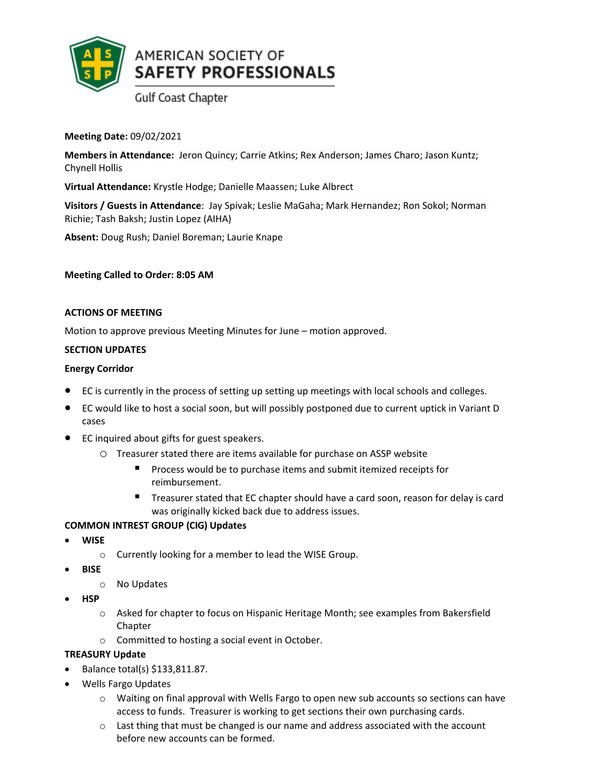AMERICAN SOCIETY OF SAFETY PROFESSIONALS

Gulf Coast Chapter

**Meeting Date:** 09/02/2021

**Members in Attendance:** Jeron Quincy; Carrie Atkins; Rex Anderson; James Charo; Jason Kuntz; Chynell Hollis

**Virtual Attendance:** Krystle Hodge; Danielle Maassen; Luke Albrect

**Visitors / Guests in Attendance**: Jay Spivak; Leslie MaGaha; Mark Hernandez; Ron Sokol; Norman Richie; Tash Baksh; Justin Lopez (AIHA)

**Absent:** Doug Rush; Daniel Boreman; Laurie Knape

**Meeting Called to Order: 8:05 AM**

**ACTIONS OF MEETING**

Motion to approve previous Meeting Minutes for June – motion approved.

**SECTION UPDATES**

**Energy Corridor**

- EC is currently in the process of setting up setting up meetings with local schools and colleges.
- EC would like to host a social soon, but will possibly postponed due to current uptick in Variant D cases
- EC inquired about gifts for guest speakers.
    - Treasurer stated there are items available for purchase on ASSP website
        - Process would be to purchase items and submit itemized receipts for reimbursement.
        - Treasurer stated that EC chapter should have a card soon, reason for delay is card was originally kicked back due to address issues.

**COMMON INTREST GROUP (CIG) Updates**

- **WISE**
    - Currently looking for a member to lead the WISE Group.
- **BISE**
    - No Updates
- **HSP**
    - Asked for chapter to focus on Hispanic Heritage Month; see examples from Bakersfield Chapter
    - Committed to hosting a social event in October.

**TREASURY Update**

- Balance total(s) $133,811.87.
- Wells Fargo Updates
    - Waiting on final approval with Wells Fargo to open new sub accounts so sections can have access to funds. Treasurer is working to get sections their own purchasing cards.
    - Last thing that must be changed is our name and address associated with the account before new accounts can be formed.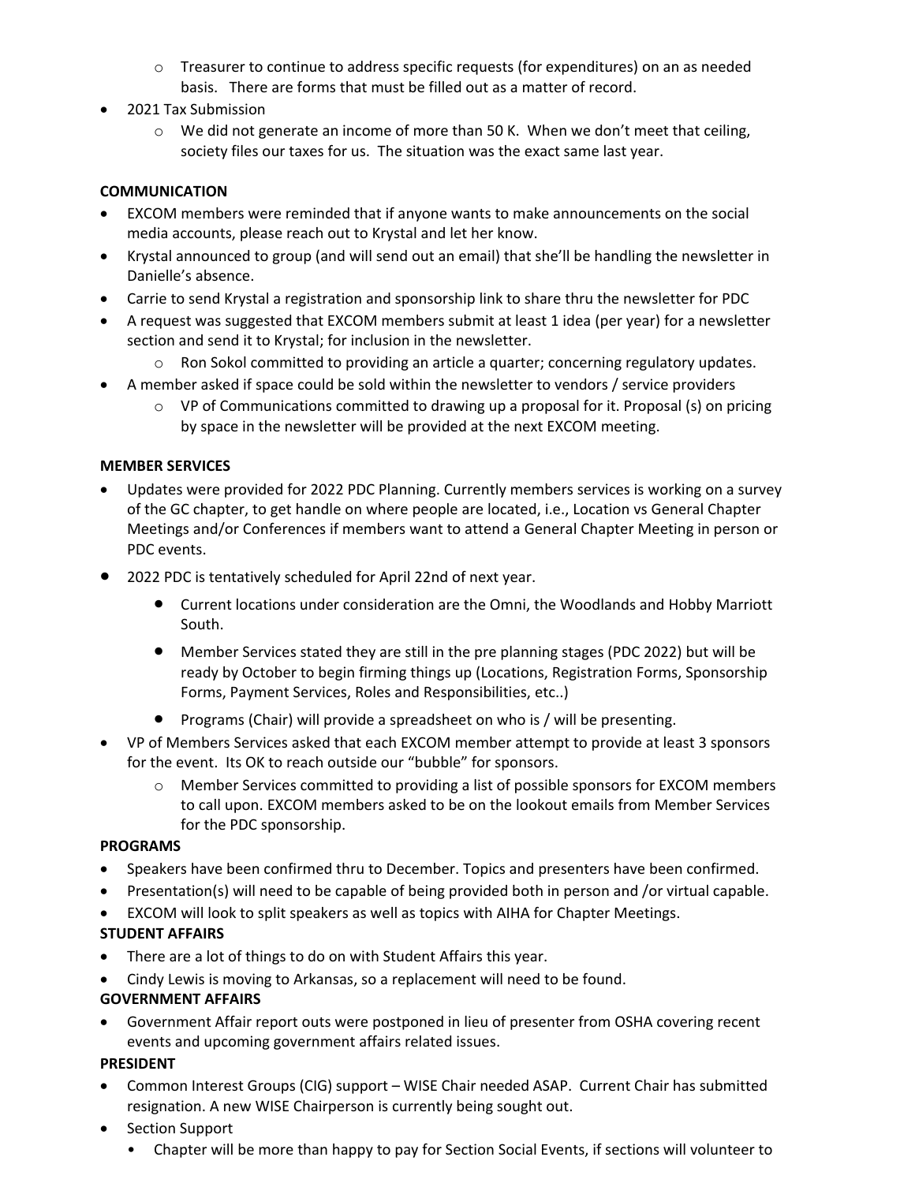- Treasurer to continue to address specific requests (for expenditures) on an as needed basis. There are forms that must be filled out as a matter of record.
- 2021 Tax Submission
  - We did not generate an income of more than 50 K. When we don't meet that ceiling, society files our taxes for us. The situation was the exact same last year.

**COMMUNICATION**

- EXCOM members were reminded that if anyone wants to make announcements on the social media accounts, please reach out to Krystal and let her know.
- Krystal announced to group (and will send out an email) that she'll be handling the newsletter in Danielle's absence.
- Carrie to send Krystal a registration and sponsorship link to share thru the newsletter for PDC
- A request was suggested that EXCOM members submit at least 1 idea (per year) for a newsletter section and send it to Krystal; for inclusion in the newsletter.
  - Ron Sokol committed to providing an article a quarter; concerning regulatory updates.
- A member asked if space could be sold within the newsletter to vendors / service providers
  - VP of Communications committed to drawing up a proposal for it. Proposal (s) on pricing by space in the newsletter will be provided at the next EXCOM meeting.

**MEMBER SERVICES**

- Updates were provided for 2022 PDC Planning. Currently members services is working on a survey of the GC chapter, to get handle on where people are located, i.e., Location vs General Chapter Meetings and/or Conferences if members want to attend a General Chapter Meeting in person or PDC events.
- 2022 PDC is tentatively scheduled for April 22nd of next year.
  - Current locations under consideration are the Omni, the Woodlands and Hobby Marriott South.
  - Member Services stated they are still in the pre planning stages (PDC 2022) but will be ready by October to begin firming things up (Locations, Registration Forms, Sponsorship Forms, Payment Services, Roles and Responsibilities, etc..)
  - Programs (Chair) will provide a spreadsheet on who is / will be presenting.
- VP of Members Services asked that each EXCOM member attempt to provide at least 3 sponsors for the event. Its OK to reach outside our "bubble" for sponsors.
  - Member Services committed to providing a list of possible sponsors for EXCOM members to call upon. EXCOM members asked to be on the lookout emails from Member Services for the PDC sponsorship.

**PROGRAMS**

- Speakers have been confirmed thru to December. Topics and presenters have been confirmed.
- Presentation(s) will need to be capable of being provided both in person and /or virtual capable.
- EXCOM will look to split speakers as well as topics with AIHA for Chapter Meetings.

**STUDENT AFFAIRS**

- There are a lot of things to do on with Student Affairs this year.
- Cindy Lewis is moving to Arkansas, so a replacement will need to be found.

**GOVERNMENT AFFAIRS**

- Government Affair report outs were postponed in lieu of presenter from OSHA covering recent events and upcoming government affairs related issues.

**PRESIDENT**

- Common Interest Groups (CIG) support – WISE Chair needed ASAP. Current Chair has submitted resignation. A new WISE Chairperson is currently being sought out.
- Section Support
  - Chapter will be more than happy to pay for Section Social Events, if sections will volunteer to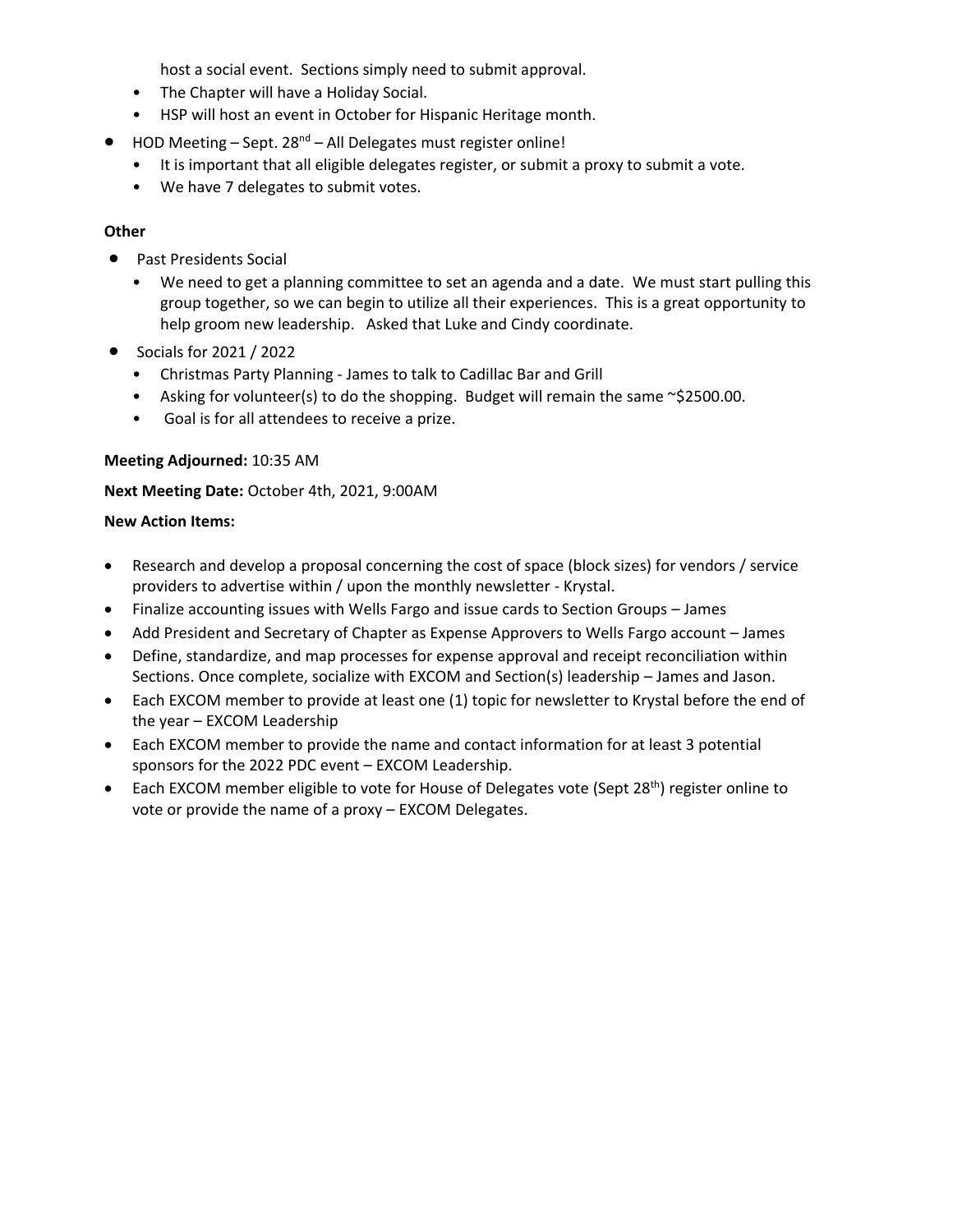host a social event. Sections simply need to submit approval.

- The Chapter will have a Holiday Social.
- HSP will host an event in October for Hispanic Heritage month.

- HOD Meeting – Sept. 28nd – All Delegates must register online!
  - It is important that all eligible delegates register, or submit a proxy to submit a vote.
  - We have 7 delegates to submit votes.

**Other**

- Past Presidents Social
  - We need to get a planning committee to set an agenda and a date. We must start pulling this group together, so we can begin to utilize all their experiences. This is a great opportunity to help groom new leadership. Asked that Luke and Cindy coordinate.
- Socials for 2021 / 2022
  - Christmas Party Planning - James to talk to Cadillac Bar and Grill
  - Asking for volunteer(s) to do the shopping. Budget will remain the same ~$2500.00.
  - Goal is for all attendees to receive a prize.

**Meeting Adjourned:** 10:35 AM

**Next Meeting Date:** October 4th, 2021, 9:00AM

**New Action Items:**

- Research and develop a proposal concerning the cost of space (block sizes) for vendors / service providers to advertise within / upon the monthly newsletter - Krystal.
- Finalize accounting issues with Wells Fargo and issue cards to Section Groups – James
- Add President and Secretary of Chapter as Expense Approvers to Wells Fargo account – James
- Define, standardize, and map processes for expense approval and receipt reconciliation within Sections. Once complete, socialize with EXCOM and Section(s) leadership – James and Jason.
- Each EXCOM member to provide at least one (1) topic for newsletter to Krystal before the end of the year – EXCOM Leadership
- Each EXCOM member to provide the name and contact information for at least 3 potential sponsors for the 2022 PDC event – EXCOM Leadership.
- Each EXCOM member eligible to vote for House of Delegates vote (Sept 28th) register online to vote or provide the name of a proxy – EXCOM Delegates.